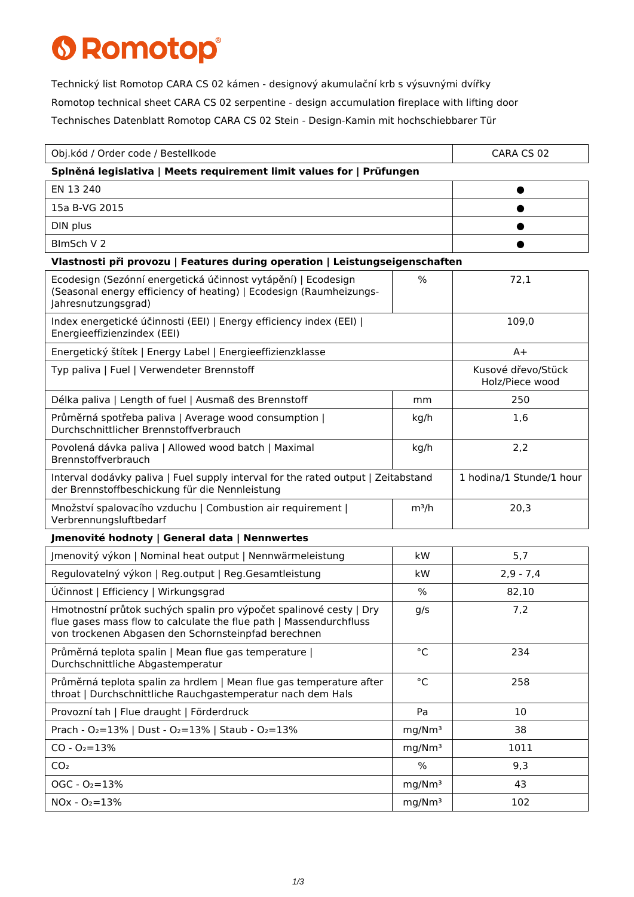# Romotop®

Technický list Romotop CARA CS 02 kámen - designový akumulační krb s výsuvnými dvířky

Romotop technical sheet CARA CS 02 serpentine - design accumulation fireplace with lifting door

Technisches Datenblatt Romotop CARA CS 02 Stein - Design-Kamin mit hochschiebbarer Tür

| Obj.kód / Order code / Bestellkode | | CARA CS 02 |
|---|---|---|
| **Splněná legislativa \| Meets requirement limit values for \| Prüfungen** | | |
| EN 13 240 | | ● |
| 15a B-VG 2015 | | ● |
| DIN plus | | ● |
| BImSch V 2 | | ● |
| **Vlastnosti při provozu \| Features during operation \| Leistungseigenschaften** | | |
| Ecodesign (Sezónní energetická účinnost vytápění) \| Ecodesign (Seasonal energy efficiency of heating) \| Ecodesign (Raumheizungs-Jahresnutzungsgrad) | % | 72,1 |
| Index energetické účinnosti (EEI) \| Energy efficiency index (EEI) \| Energieeffizienzindex (EEI) | | 109,0 |
| Energetický štítek \| Energy Label \| Energieeffizienzklasse | | A+ |
| Typ paliva \| Fuel \| Verwendeter Brennstoff | | Kusové dřevo/Stück Holz/Piece wood |
| Délka paliva \| Length of fuel \| Ausmaß des Brennstoff | mm | 250 |
| Průměrná spotřeba paliva \| Average wood consumption \| Durchschnittlicher Brennstoffverbrauch | kg/h | 1,6 |
| Povolená dávka paliva \| Allowed wood batch \| Maximal Brennstoffverbrauch | kg/h | 2,2 |
| Interval dodávky paliva \| Fuel supply interval for the rated output \| Zeitabstand der Brennstoffbeschickung für die Nennleistung | | 1 hodina/1 Stunde/1 hour |
| Množství spalovacího vzduchu \| Combustion air requirement \| Verbrennungsluftbedarf | $m^3/h$ | 20,3 |
| **Jmenovité hodnoty \| General data \| Nennwertes** | | |
| Jmenovitý výkon \| Nominal heat output \| Nennwärmeleistung | kW | 5,7 |
| Regulovatelný výkon \| Reg.output \| Reg.Gesamtleistung | kW | 2,9 - 7,4 |
| Účinnost \| Efficiency \| Wirkungsgrad | % | 82,10 |
| Hmotnostní průtok suchých spalin pro výpočet spalinové cesty \| Dry flue gases mass flow to calculate the flue path \| Massendurchfluss von trockenen Abgasen den Schornsteinpfad berechnen | g/s | 7,2 |
| Průměrná teplota spalin \| Mean flue gas temperature \| Durchschnittliche Abgastemperatur | °C | 234 |
| Průměrná teplota spalin za hrdlem \| Mean flue gas temperature after throat \| Durchschnittliche Rauchgastemperatur nach dem Hals | °C | 258 |
| Provozní tah \| Flue draught \| Förderdruck | Pa | 10 |
| Prach - $O_2$=13% \| Dust - $O_2$=13% \| Staub - $O_2$=13% | $mg/Nm^3$ | 38 |
| CO - $O_2$=13% | $mg/Nm^3$ | 1011 |
| $CO_2$ | % | 9,3 |
| OGC - $O_2$=13% | $mg/Nm^3$ | 43 |
| NOx - $O_2$=13% | $mg/Nm^3$ | 102 |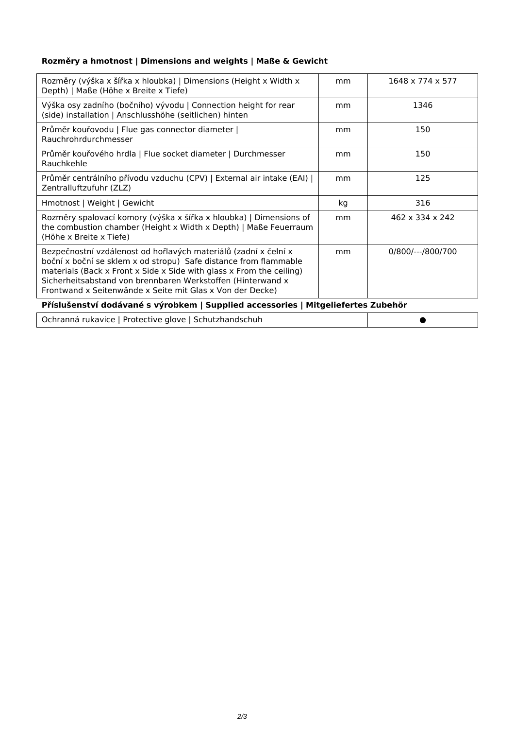**Rozměry a hmotnost | Dimensions and weights | Maße & Gewicht**

| | | |
|---|---|---|
| Rozměry (výška x šířka x hloubka) \| Dimensions (Height x Width x Depth) \| Maße (Höhe x Breite x Tiefe) | mm | 1648 x 774 x 577 |
| Výška osy zadního (bočního) vývodu \| Connection height for rear (side) installation \| Anschlusshöhe (seitlichen) hinten | mm | 1346 |
| Průměr kouřovodu \| Flue gas connector diameter \| Rauchrohrdurchmesser | mm | 150 |
| Průměr kouřového hrdla \| Flue socket diameter \| Durchmesser Rauchkehle | mm | 150 |
| Průměr centrálního přívodu vzduchu (CPV) \| External air intake (EAI) \| Zentralluftzufuhr (ZLZ) | mm | 125 |
| Hmotnost \| Weight \| Gewicht | kg | 316 |
| Rozměry spalovací komory (výška x šířka x hloubka) \| Dimensions of the combustion chamber (Height x Width x Depth) \| Maße Feuerraum (Höhe x Breite x Tiefe) | mm | 462 x 334 x 242 |
| Bezpečnostní vzdálenost od hořlavých materiálů (zadní x čelní x boční x boční se sklem x od stropu) Safe distance from flammable materials (Back x Front x Side x Side with glass x From the ceiling) Sicherheitsabstand von brennbaren Werkstoffen (Hinterwand x Frontwand x Seitenwände x Seite mit Glas x Von der Decke) | mm | 0/800/---/800/700 |

**Příslušenství dodávané s výrobkem | Supplied accessories | Mitgeliefertes Zubehör**

| | |
|---|---|
| Ochranná rukavice \| Protective glove \| Schutzhandschuh | ● |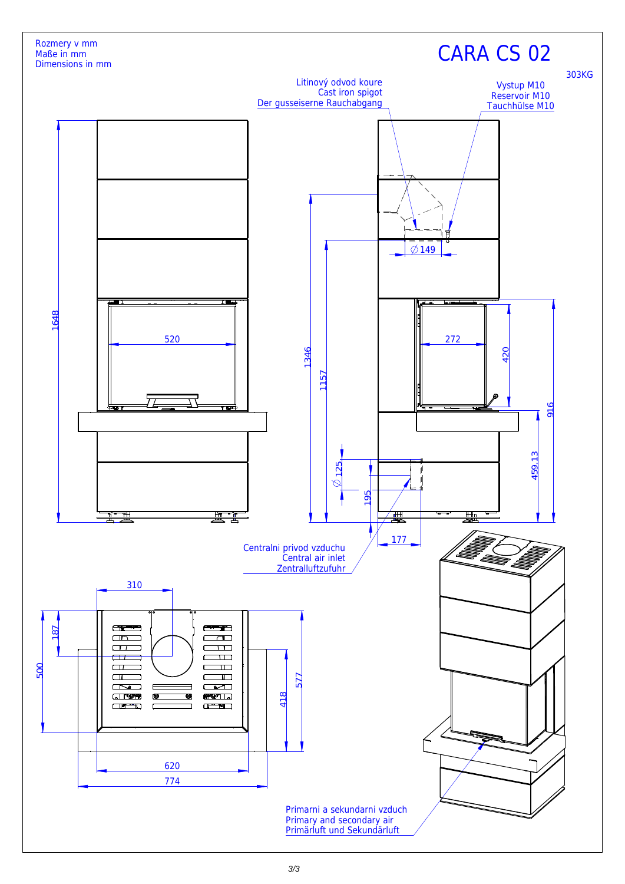Rozmery v mm
Maße in mm
Dimensions in mm

# CARA CS 02

303KG

Litinový odvod koure
Cast iron spigot
Der gusseiserne Rauchabgang

Vystup M10
Reservoir M10
Tauchhülse M10

1648
520
1346
1157
∅149
272
420
916
459,13
∅125
195
177

Centralni privod vzduchu
Central air inlet
Zentralluftzufuhr

310
187
500
577
418
620
774

Primarni a sekundarni vzduch
Primary and secondary air
Primärluft und Sekundärluft